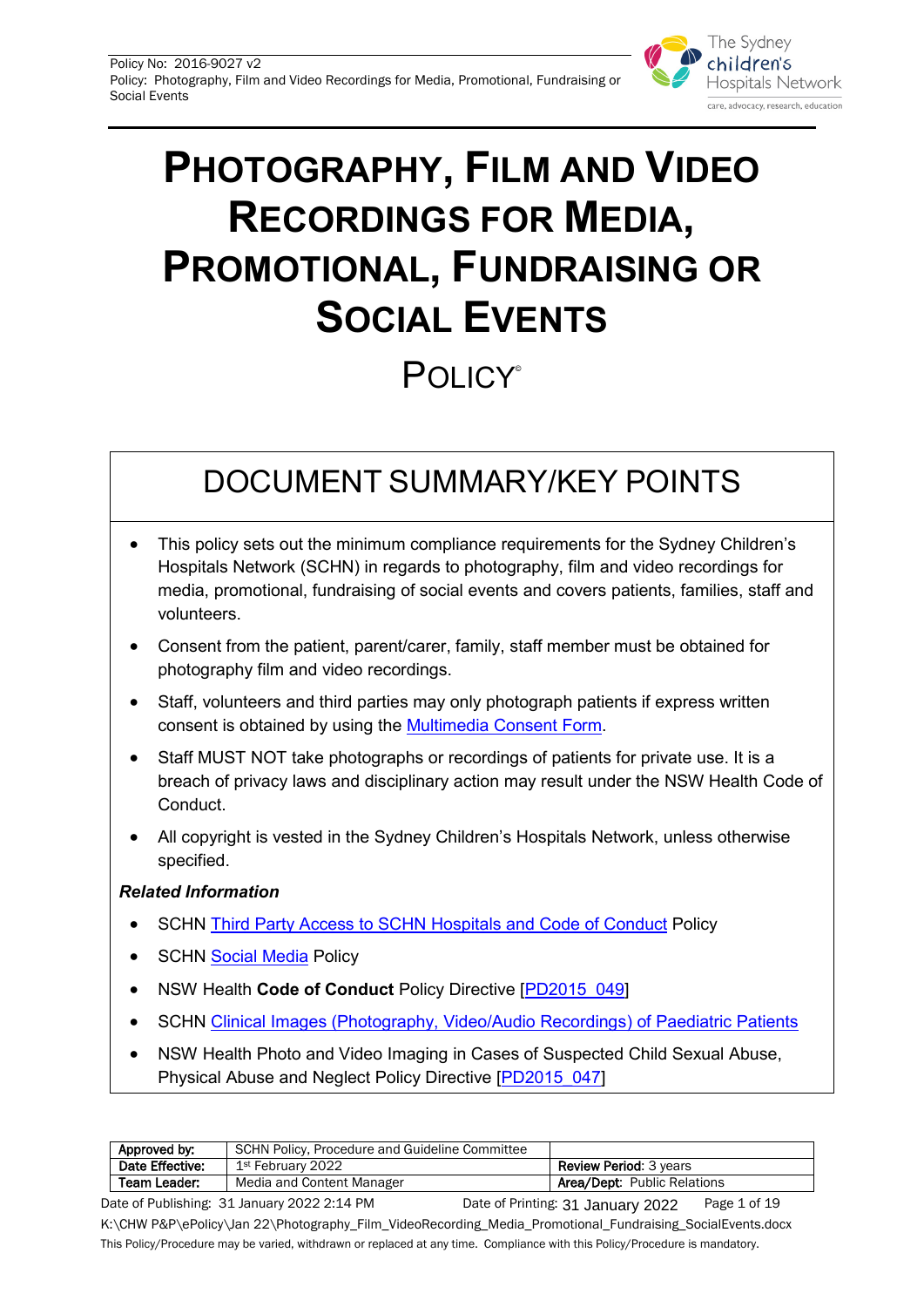# PHOTOGRAPHY, FILM AND VIDEO RECORDINGS FOR MEDIA, PROMOTIONAL, FUNDRAISING OR SOCIAL EVENTS

## POLICY©

## DOCUMENT SUMMARY/KEY POINTS

- This policy sets out the minimum compliance requirements for the Sydney Children's Hospitals Network (SCHN) in regards to photography, film and video recordings for media, promotional, fundraising of social events and covers patients, families, staff and volunteers.
- Consent from the patient, parent/carer, family, staff member must be obtained for photography film and video recordings.
- Staff, volunteers and third parties may only photograph patients if express written consent is obtained by using the Multimedia Consent Form.
- Staff MUST NOT take photographs or recordings of patients for private use. It is a breach of privacy laws and disciplinary action may result under the NSW Health Code of Conduct.
- All copyright is vested in the Sydney Children's Hospitals Network, unless otherwise specified.

***Related Information***

- SCHN Third Party Access to SCHN Hospitals and Code of Conduct Policy
- SCHN Social Media Policy
- NSW Health **Code of Conduct** Policy Directive [PD2015_049]
- SCHN Clinical Images (Photography, Video/Audio Recordings) of Paediatric Patients
- NSW Health Photo and Video Imaging in Cases of Suspected Child Sexual Abuse, Physical Abuse and Neglect Policy Directive [PD2015_047]

| **Approved by:** | SCHN Policy, Procedure and Guideline Committee | |
|---|---|---|
| **Date Effective:** | 1st February 2022 | **Review Period**: 3 years |
| **Team Leader:** | Media and Content Manager | **Area/Dept**: Public Relations |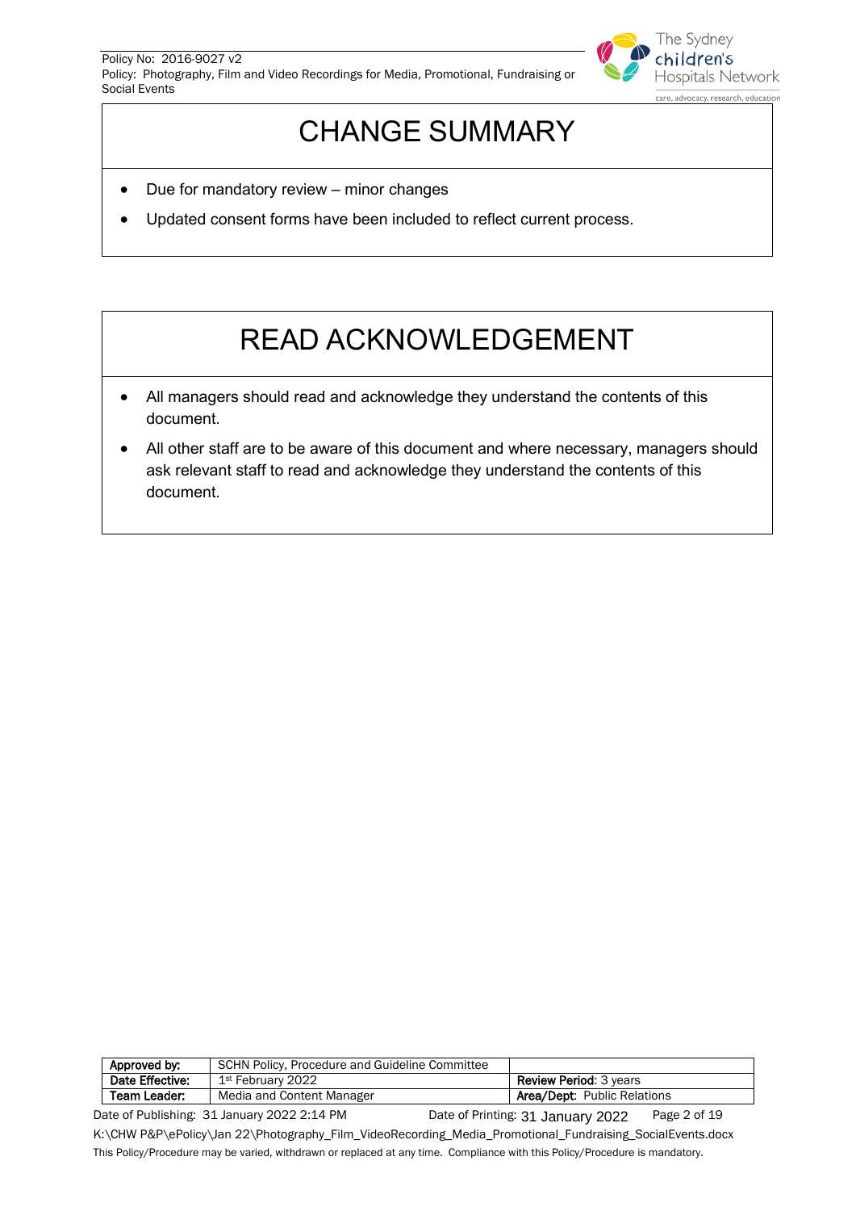# CHANGE SUMMARY

- Due for mandatory review – minor changes
- Updated consent forms have been included to reflect current process.

# READ ACKNOWLEDGEMENT

- All managers should read and acknowledge they understand the contents of this document.
- All other staff are to be aware of this document and where necessary, managers should ask relevant staff to read and acknowledge they understand the contents of this document.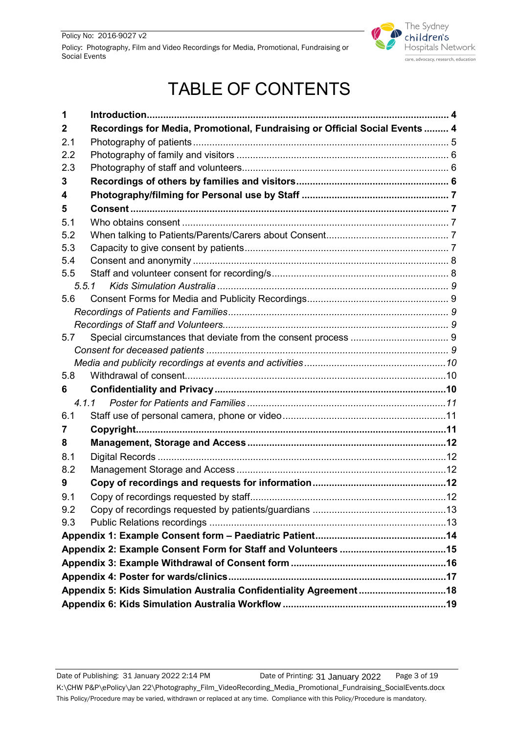# TABLE OF CONTENTS

| | | |
|---|---|---|
| **1** | **Introduction** | **4** |
| **2** | **Recordings for Media, Promotional, Fundraising or Official Social Events** | **4** |
| 2.1 | Photography of patients | 5 |
| 2.2 | Photography of family and visitors | 6 |
| 2.3 | Photography of staff and volunteers | 6 |
| **3** | **Recordings of others by families and visitors** | **6** |
| **4** | **Photography/filming for Personal use by Staff** | **7** |
| **5** | **Consent** | **7** |
| 5.1 | Who obtains consent | 7 |
| 5.2 | When talking to Patients/Parents/Carers about Consent | 7 |
| 5.3 | Capacity to give consent by patients | 7 |
| 5.4 | Consent and anonymity | 8 |
| 5.5 | Staff and volunteer consent for recording/s | 8 |
| *5.5.1* | *Kids Simulation Australia* | *9* |
| 5.6 | Consent Forms for Media and Publicity Recordings | 9 |
| | *Recordings of Patients and Families* | *9* |
| | *Recordings of Staff and Volunteers* | *9* |
| 5.7 | Special circumstances that deviate from the consent process | 9 |
| | *Consent for deceased patients* | *9* |
| | *Media and publicity recordings at events and activities* | *10* |
| 5.8 | Withdrawal of consent | 10 |
| **6** | **Confidentiality and Privacy** | **10** |
| *4.1.1* | *Poster for Patients and Families* | *11* |
| 6.1 | Staff use of personal camera, phone or video | 11 |
| **7** | **Copyright** | **11** |
| **8** | **Management, Storage and Access** | **12** |
| 8.1 | Digital Records | 12 |
| 8.2 | Management Storage and Access | 12 |
| **9** | **Copy of recordings and requests for information** | **12** |
| 9.1 | Copy of recordings requested by staff | 12 |
| 9.2 | Copy of recordings requested by patients/guardians | 13 |
| 9.3 | Public Relations recordings | 13 |
| **Appendix 1: Example Consent form – Paediatric Patient** | | **14** |
| **Appendix 2: Example Consent Form for Staff and Volunteers** | | **15** |
| **Appendix 3: Example Withdrawal of Consent form** | | **16** |
| **Appendix 4: Poster for wards/clinics** | | **17** |
| **Appendix 5: Kids Simulation Australia Confidentiality Agreement** | | **18** |
| **Appendix 6: Kids Simulation Australia Workflow** | | **19** |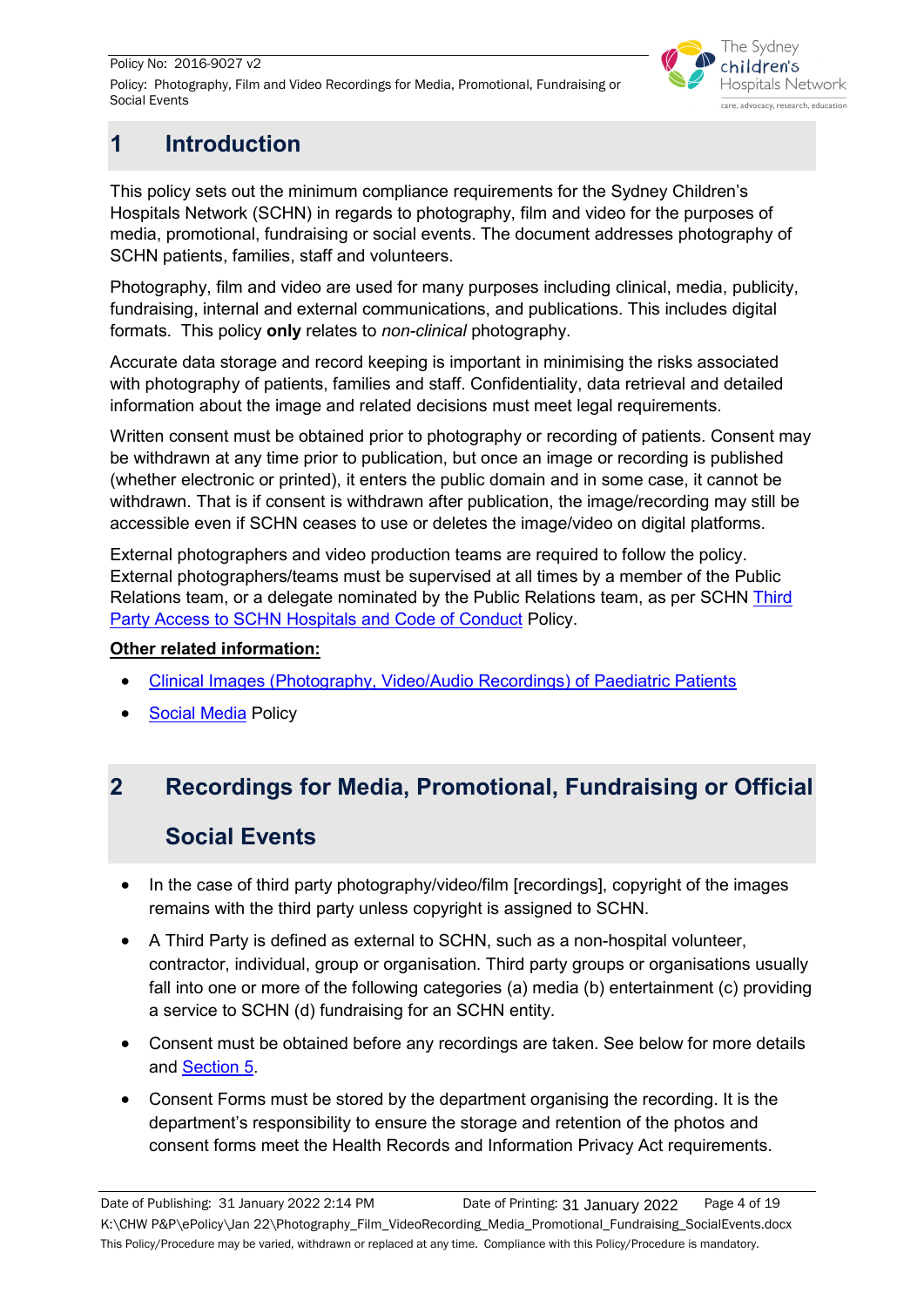# 1 Introduction

This policy sets out the minimum compliance requirements for the Sydney Children's Hospitals Network (SCHN) in regards to photography, film and video for the purposes of media, promotional, fundraising or social events. The document addresses photography of SCHN patients, families, staff and volunteers.

Photography, film and video are used for many purposes including clinical, media, publicity, fundraising, internal and external communications, and publications. This includes digital formats. This policy **only** relates to *non-clinical* photography.

Accurate data storage and record keeping is important in minimising the risks associated with photography of patients, families and staff. Confidentiality, data retrieval and detailed information about the image and related decisions must meet legal requirements.

Written consent must be obtained prior to photography or recording of patients. Consent may be withdrawn at any time prior to publication, but once an image or recording is published (whether electronic or printed), it enters the public domain and in some case, it cannot be withdrawn. That is if consent is withdrawn after publication, the image/recording may still be accessible even if SCHN ceases to use or deletes the image/video on digital platforms.

External photographers and video production teams are required to follow the policy. External photographers/teams must be supervised at all times by a member of the Public Relations team, or a delegate nominated by the Public Relations team, as per SCHN Third Party Access to SCHN Hospitals and Code of Conduct Policy.

**Other related information:**

- Clinical Images (Photography, Video/Audio Recordings) of Paediatric Patients
- Social Media Policy

# 2 Recordings for Media, Promotional, Fundraising or Official Social Events

- In the case of third party photography/video/film [recordings], copyright of the images remains with the third party unless copyright is assigned to SCHN.
- A Third Party is defined as external to SCHN, such as a non-hospital volunteer, contractor, individual, group or organisation. Third party groups or organisations usually fall into one or more of the following categories (a) media (b) entertainment (c) providing a service to SCHN (d) fundraising for an SCHN entity.
- Consent must be obtained before any recordings are taken. See below for more details and Section 5.
- Consent Forms must be stored by the department organising the recording. It is the department's responsibility to ensure the storage and retention of the photos and consent forms meet the Health Records and Information Privacy Act requirements.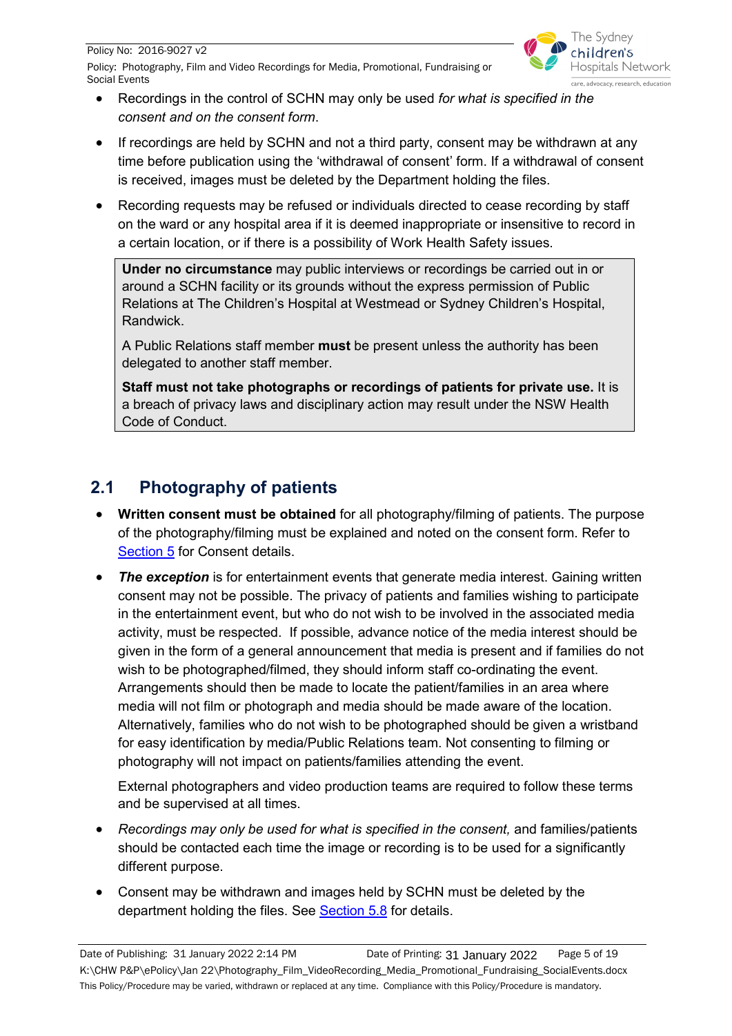- Recordings in the control of SCHN may only be used *for what is specified in the consent and on the consent form*.
- If recordings are held by SCHN and not a third party, consent may be withdrawn at any time before publication using the 'withdrawal of consent' form. If a withdrawal of consent is received, images must be deleted by the Department holding the files.
- Recording requests may be refused or individuals directed to cease recording by staff on the ward or any hospital area if it is deemed inappropriate or insensitive to record in a certain location, or if there is a possibility of Work Health Safety issues.

> **Under no circumstance** may public interviews or recordings be carried out in or around a SCHN facility or its grounds without the express permission of Public Relations at The Children's Hospital at Westmead or Sydney Children's Hospital, Randwick.
>
> A Public Relations staff member **must** be present unless the authority has been delegated to another staff member.
>
> **Staff must not take photographs or recordings of patients for private use.** It is a breach of privacy laws and disciplinary action may result under the NSW Health Code of Conduct.

## 2.1 Photography of patients

- **Written consent must be obtained** for all photography/filming of patients. The purpose of the photography/filming must be explained and noted on the consent form. Refer to Section 5 for Consent details.
- ***The exception*** is for entertainment events that generate media interest. Gaining written consent may not be possible. The privacy of patients and families wishing to participate in the entertainment event, but who do not wish to be involved in the associated media activity, must be respected. If possible, advance notice of the media interest should be given in the form of a general announcement that media is present and if families do not wish to be photographed/filmed, they should inform staff co-ordinating the event. Arrangements should then be made to locate the patient/families in an area where media will not film or photograph and media should be made aware of the location. Alternatively, families who do not wish to be photographed should be given a wristband for easy identification by media/Public Relations team. Not consenting to filming or photography will not impact on patients/families attending the event.

  External photographers and video production teams are required to follow these terms and be supervised at all times.
- *Recordings may only be used for what is specified in the consent,* and families/patients should be contacted each time the image or recording is to be used for a significantly different purpose.
- Consent may be withdrawn and images held by SCHN must be deleted by the department holding the files. See Section 5.8 for details.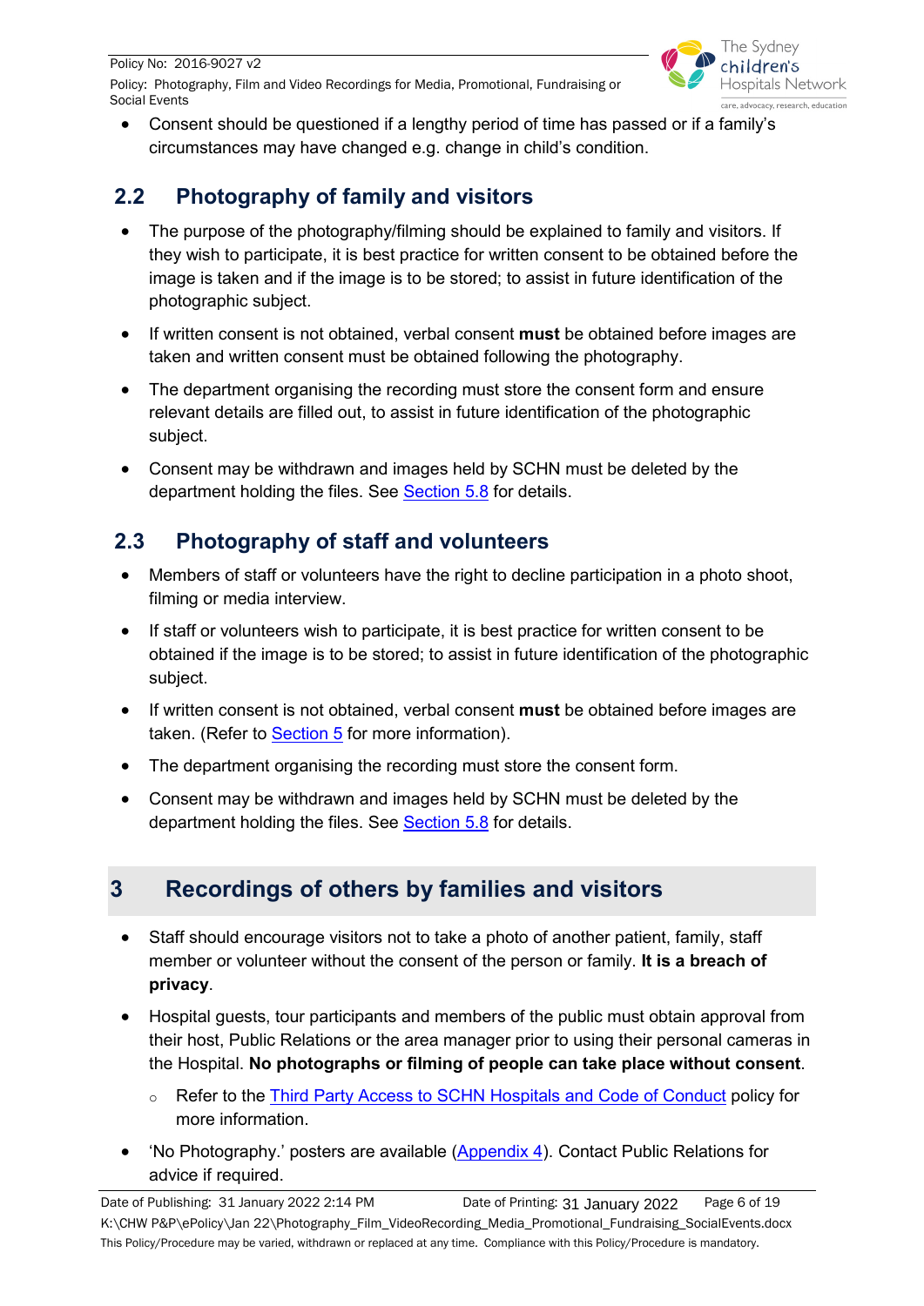- Consent should be questioned if a lengthy period of time has passed or if a family's circumstances may have changed e.g. change in child's condition.

## 2.2 Photography of family and visitors

- The purpose of the photography/filming should be explained to family and visitors. If they wish to participate, it is best practice for written consent to be obtained before the image is taken and if the image is to be stored; to assist in future identification of the photographic subject.
- If written consent is not obtained, verbal consent **must** be obtained before images are taken and written consent must be obtained following the photography.
- The department organising the recording must store the consent form and ensure relevant details are filled out, to assist in future identification of the photographic subject.
- Consent may be withdrawn and images held by SCHN must be deleted by the department holding the files. See Section 5.8 for details.

## 2.3 Photography of staff and volunteers

- Members of staff or volunteers have the right to decline participation in a photo shoot, filming or media interview.
- If staff or volunteers wish to participate, it is best practice for written consent to be obtained if the image is to be stored; to assist in future identification of the photographic subject.
- If written consent is not obtained, verbal consent **must** be obtained before images are taken. (Refer to Section 5 for more information).
- The department organising the recording must store the consent form.
- Consent may be withdrawn and images held by SCHN must be deleted by the department holding the files. See Section 5.8 for details.

# 3 Recordings of others by families and visitors

- Staff should encourage visitors not to take a photo of another patient, family, staff member or volunteer without the consent of the person or family. **It is a breach of privacy**.
- Hospital guests, tour participants and members of the public must obtain approval from their host, Public Relations or the area manager prior to using their personal cameras in the Hospital. **No photographs or filming of people can take place without consent**.
  - Refer to the Third Party Access to SCHN Hospitals and Code of Conduct policy for more information.
- 'No Photography.' posters are available (Appendix 4). Contact Public Relations for advice if required.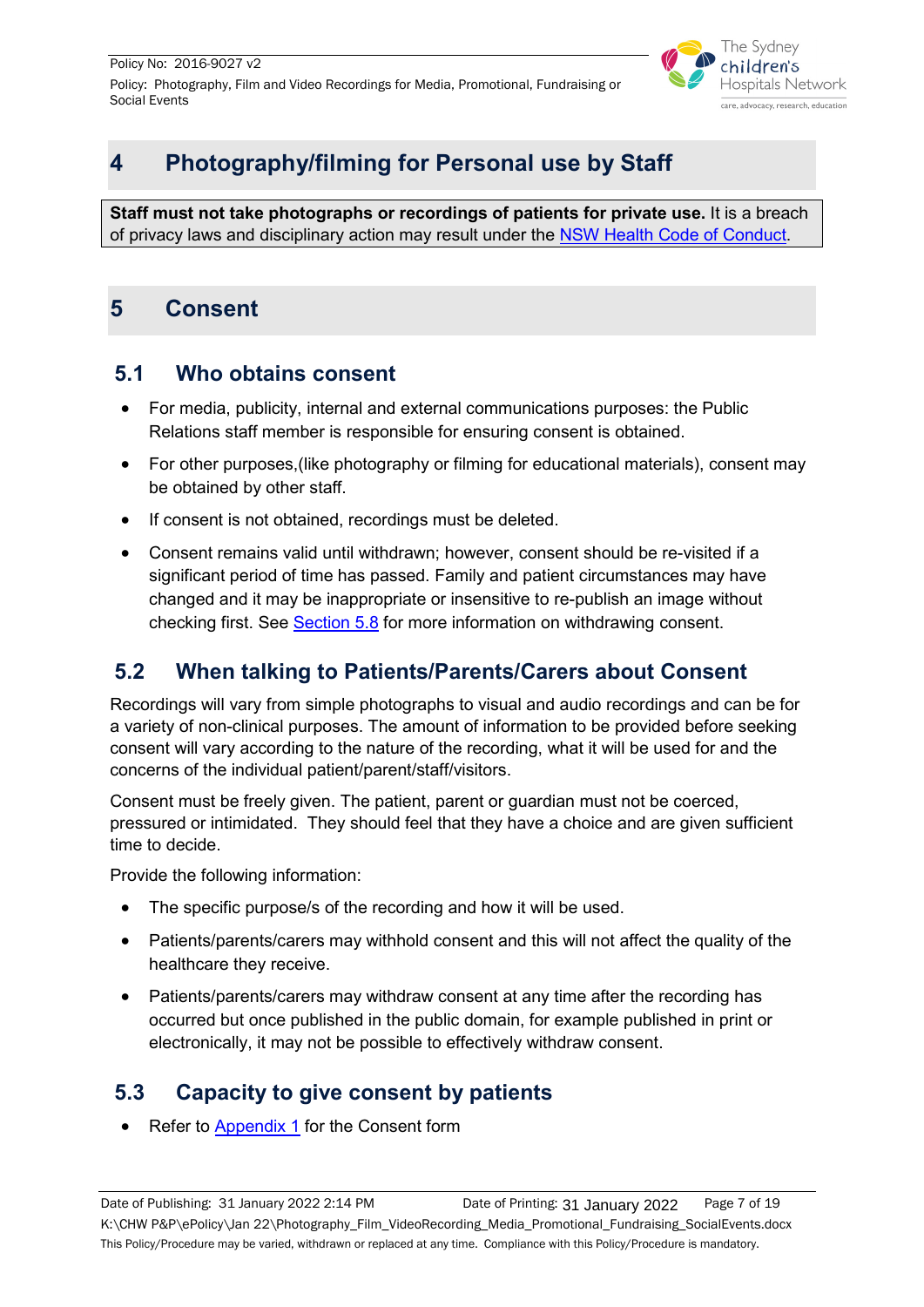# 4 Photography/filming for Personal use by Staff

**Staff must not take photographs or recordings of patients for private use.** It is a breach of privacy laws and disciplinary action may result under the NSW Health Code of Conduct.

# 5 Consent

## 5.1 Who obtains consent

- For media, publicity, internal and external communications purposes: the Public Relations staff member is responsible for ensuring consent is obtained.
- For other purposes,(like photography or filming for educational materials), consent may be obtained by other staff.
- If consent is not obtained, recordings must be deleted.
- Consent remains valid until withdrawn; however, consent should be re-visited if a significant period of time has passed. Family and patient circumstances may have changed and it may be inappropriate or insensitive to re-publish an image without checking first. See Section 5.8 for more information on withdrawing consent.

## 5.2 When talking to Patients/Parents/Carers about Consent

Recordings will vary from simple photographs to visual and audio recordings and can be for a variety of non-clinical purposes. The amount of information to be provided before seeking consent will vary according to the nature of the recording, what it will be used for and the concerns of the individual patient/parent/staff/visitors.

Consent must be freely given. The patient, parent or guardian must not be coerced, pressured or intimidated. They should feel that they have a choice and are given sufficient time to decide.

Provide the following information:

- The specific purpose/s of the recording and how it will be used.
- Patients/parents/carers may withhold consent and this will not affect the quality of the healthcare they receive.
- Patients/parents/carers may withdraw consent at any time after the recording has occurred but once published in the public domain, for example published in print or electronically, it may not be possible to effectively withdraw consent.

## 5.3 Capacity to give consent by patients

- Refer to Appendix 1 for the Consent form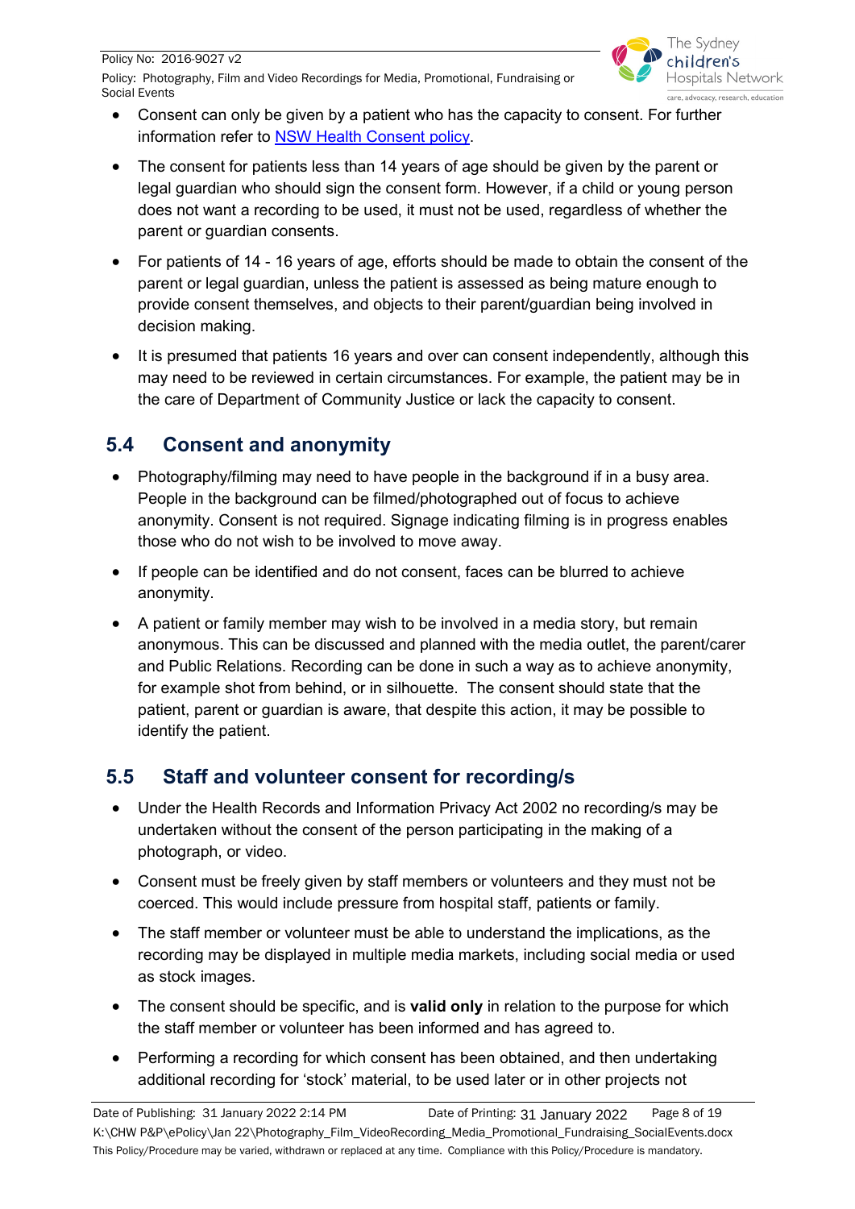- Consent can only be given by a patient who has the capacity to consent. For further information refer to [NSW Health Consent policy](NSW Health Consent policy).
- The consent for patients less than 14 years of age should be given by the parent or legal guardian who should sign the consent form. However, if a child or young person does not want a recording to be used, it must not be used, regardless of whether the parent or guardian consents.
- For patients of 14 - 16 years of age, efforts should be made to obtain the consent of the parent or legal guardian, unless the patient is assessed as being mature enough to provide consent themselves, and objects to their parent/guardian being involved in decision making.
- It is presumed that patients 16 years and over can consent independently, although this may need to be reviewed in certain circumstances. For example, the patient may be in the care of Department of Community Justice or lack the capacity to consent.

## 5.4 Consent and anonymity

- Photography/filming may need to have people in the background if in a busy area. People in the background can be filmed/photographed out of focus to achieve anonymity. Consent is not required. Signage indicating filming is in progress enables those who do not wish to be involved to move away.
- If people can be identified and do not consent, faces can be blurred to achieve anonymity.
- A patient or family member may wish to be involved in a media story, but remain anonymous. This can be discussed and planned with the media outlet, the parent/carer and Public Relations. Recording can be done in such a way as to achieve anonymity, for example shot from behind, or in silhouette. The consent should state that the patient, parent or guardian is aware, that despite this action, it may be possible to identify the patient.

## 5.5 Staff and volunteer consent for recording/s

- Under the Health Records and Information Privacy Act 2002 no recording/s may be undertaken without the consent of the person participating in the making of a photograph, or video.
- Consent must be freely given by staff members or volunteers and they must not be coerced. This would include pressure from hospital staff, patients or family.
- The staff member or volunteer must be able to understand the implications, as the recording may be displayed in multiple media markets, including social media or used as stock images.
- The consent should be specific, and is **valid only** in relation to the purpose for which the staff member or volunteer has been informed and has agreed to.
- Performing a recording for which consent has been obtained, and then undertaking additional recording for 'stock' material, to be used later or in other projects not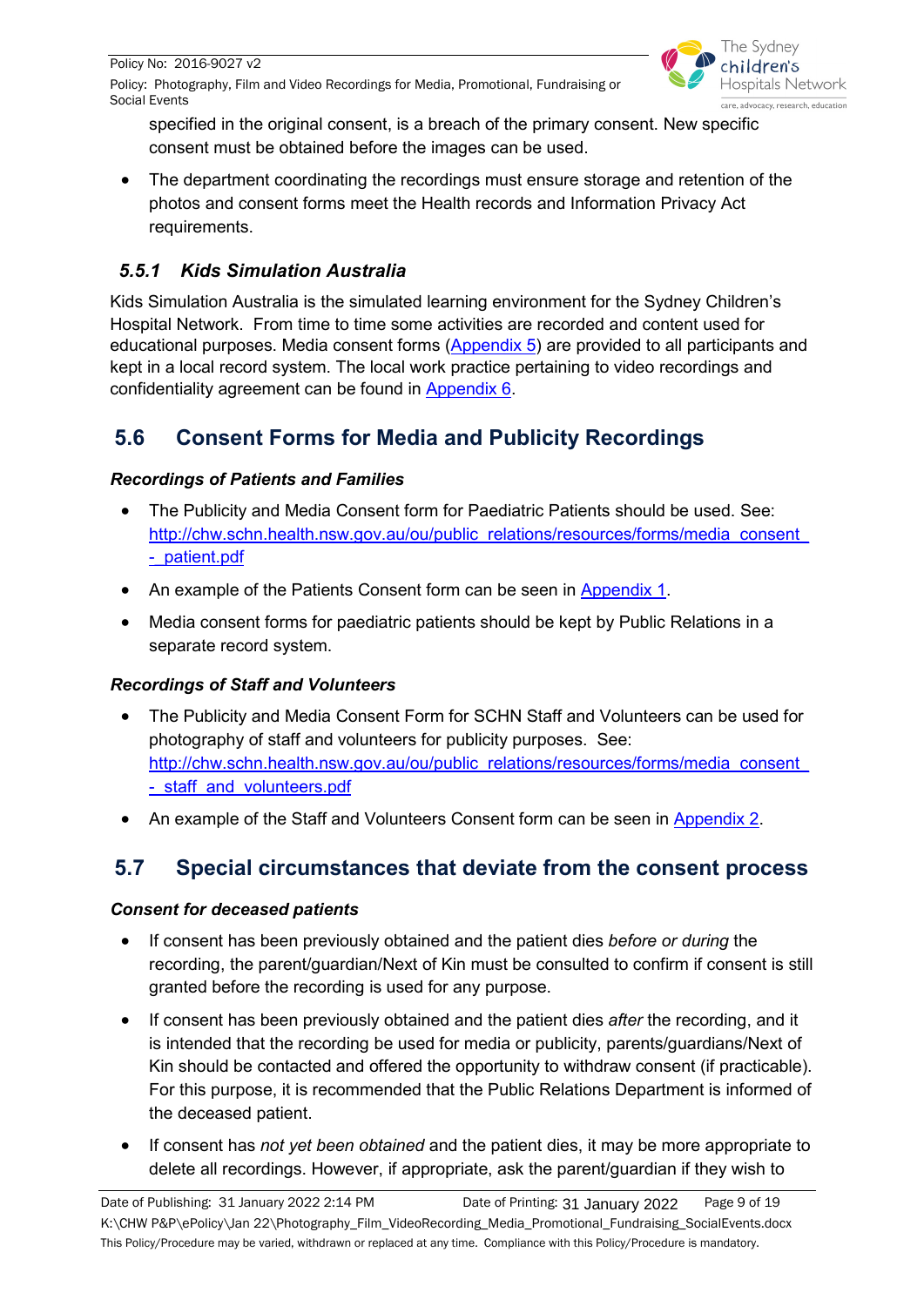specified in the original consent, is a breach of the primary consent. New specific consent must be obtained before the images can be used.

- The department coordinating the recordings must ensure storage and retention of the photos and consent forms meet the Health records and Information Privacy Act requirements.

### *5.5.1 Kids Simulation Australia*

Kids Simulation Australia is the simulated learning environment for the Sydney Children's Hospital Network. From time to time some activities are recorded and content used for educational purposes. Media consent forms (Appendix 5) are provided to all participants and kept in a local record system. The local work practice pertaining to video recordings and confidentiality agreement can be found in Appendix 6.

## 5.6 Consent Forms for Media and Publicity Recordings

***Recordings of Patients and Families***

- The Publicity and Media Consent form for Paediatric Patients should be used. See: http://chw.schn.health.nsw.gov.au/ou/public_relations/resources/forms/media_consent_-_patient.pdf
- An example of the Patients Consent form can be seen in Appendix 1.
- Media consent forms for paediatric patients should be kept by Public Relations in a separate record system.

***Recordings of Staff and Volunteers***

- The Publicity and Media Consent Form for SCHN Staff and Volunteers can be used for photography of staff and volunteers for publicity purposes. See: http://chw.schn.health.nsw.gov.au/ou/public_relations/resources/forms/media_consent_-_staff_and_volunteers.pdf
- An example of the Staff and Volunteers Consent form can be seen in Appendix 2.

## 5.7 Special circumstances that deviate from the consent process

***Consent for deceased patients***

- If consent has been previously obtained and the patient dies *before or during* the recording, the parent/guardian/Next of Kin must be consulted to confirm if consent is still granted before the recording is used for any purpose.
- If consent has been previously obtained and the patient dies *after* the recording, and it is intended that the recording be used for media or publicity, parents/guardians/Next of Kin should be contacted and offered the opportunity to withdraw consent (if practicable). For this purpose, it is recommended that the Public Relations Department is informed of the deceased patient.
- If consent has *not yet been obtained* and the patient dies, it may be more appropriate to delete all recordings. However, if appropriate, ask the parent/guardian if they wish to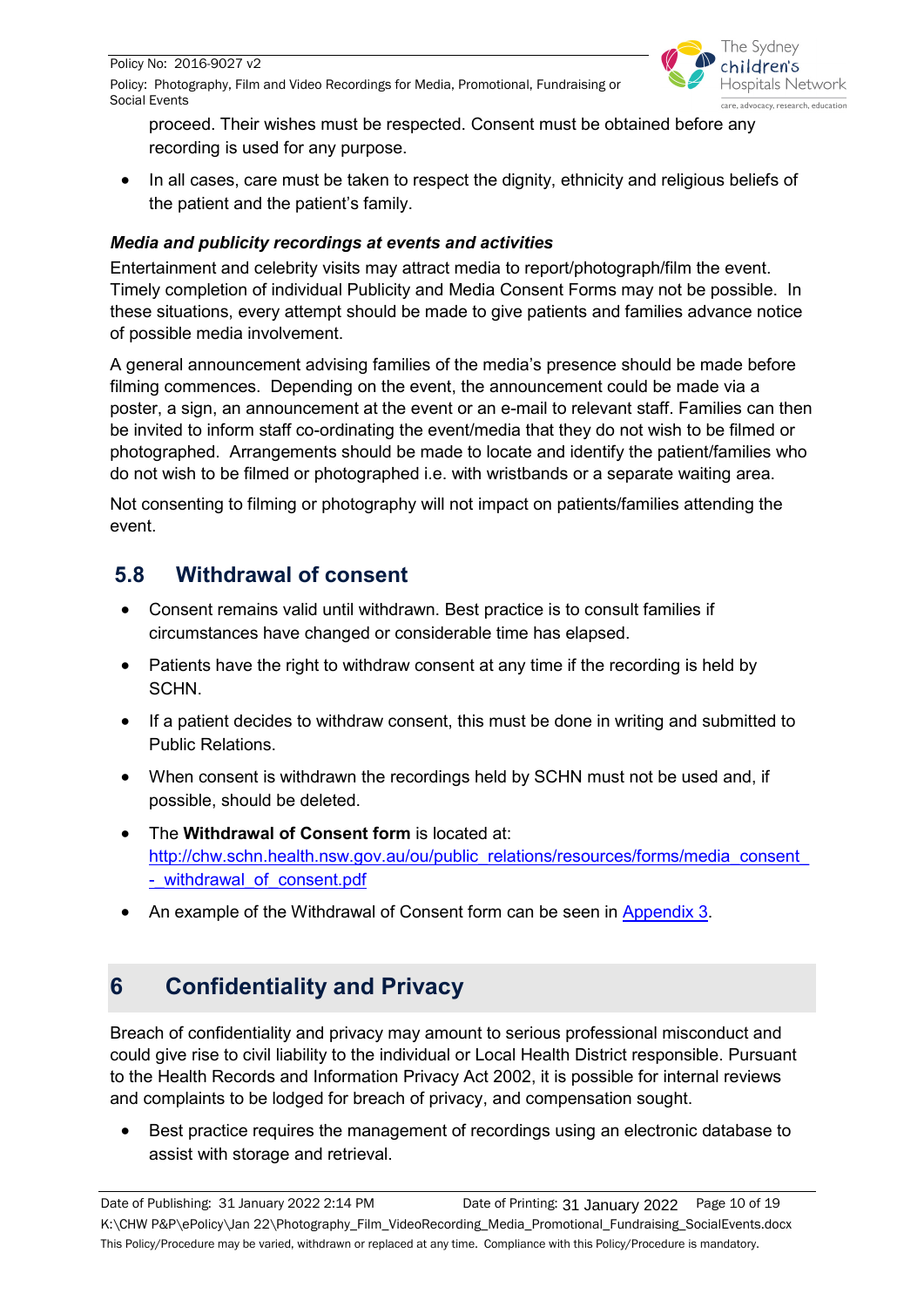proceed. Their wishes must be respected. Consent must be obtained before any recording is used for any purpose.

- In all cases, care must be taken to respect the dignity, ethnicity and religious beliefs of the patient and the patient's family.

***Media and publicity recordings at events and activities***

Entertainment and celebrity visits may attract media to report/photograph/film the event. Timely completion of individual Publicity and Media Consent Forms may not be possible. In these situations, every attempt should be made to give patients and families advance notice of possible media involvement.

A general announcement advising families of the media's presence should be made before filming commences. Depending on the event, the announcement could be made via a poster, a sign, an announcement at the event or an e-mail to relevant staff. Families can then be invited to inform staff co-ordinating the event/media that they do not wish to be filmed or photographed. Arrangements should be made to locate and identify the patient/families who do not wish to be filmed or photographed i.e. with wristbands or a separate waiting area.

Not consenting to filming or photography will not impact on patients/families attending the event.

## 5.8 Withdrawal of consent

- Consent remains valid until withdrawn. Best practice is to consult families if circumstances have changed or considerable time has elapsed.
- Patients have the right to withdraw consent at any time if the recording is held by SCHN.
- If a patient decides to withdraw consent, this must be done in writing and submitted to Public Relations.
- When consent is withdrawn the recordings held by SCHN must not be used and, if possible, should be deleted.
- The **Withdrawal of Consent form** is located at: http://chw.schn.health.nsw.gov.au/ou/public_relations/resources/forms/media_consent_-_withdrawal_of_consent.pdf
- An example of the Withdrawal of Consent form can be seen in Appendix 3.

# 6 Confidentiality and Privacy

Breach of confidentiality and privacy may amount to serious professional misconduct and could give rise to civil liability to the individual or Local Health District responsible. Pursuant to the Health Records and Information Privacy Act 2002, it is possible for internal reviews and complaints to be lodged for breach of privacy, and compensation sought.

- Best practice requires the management of recordings using an electronic database to assist with storage and retrieval.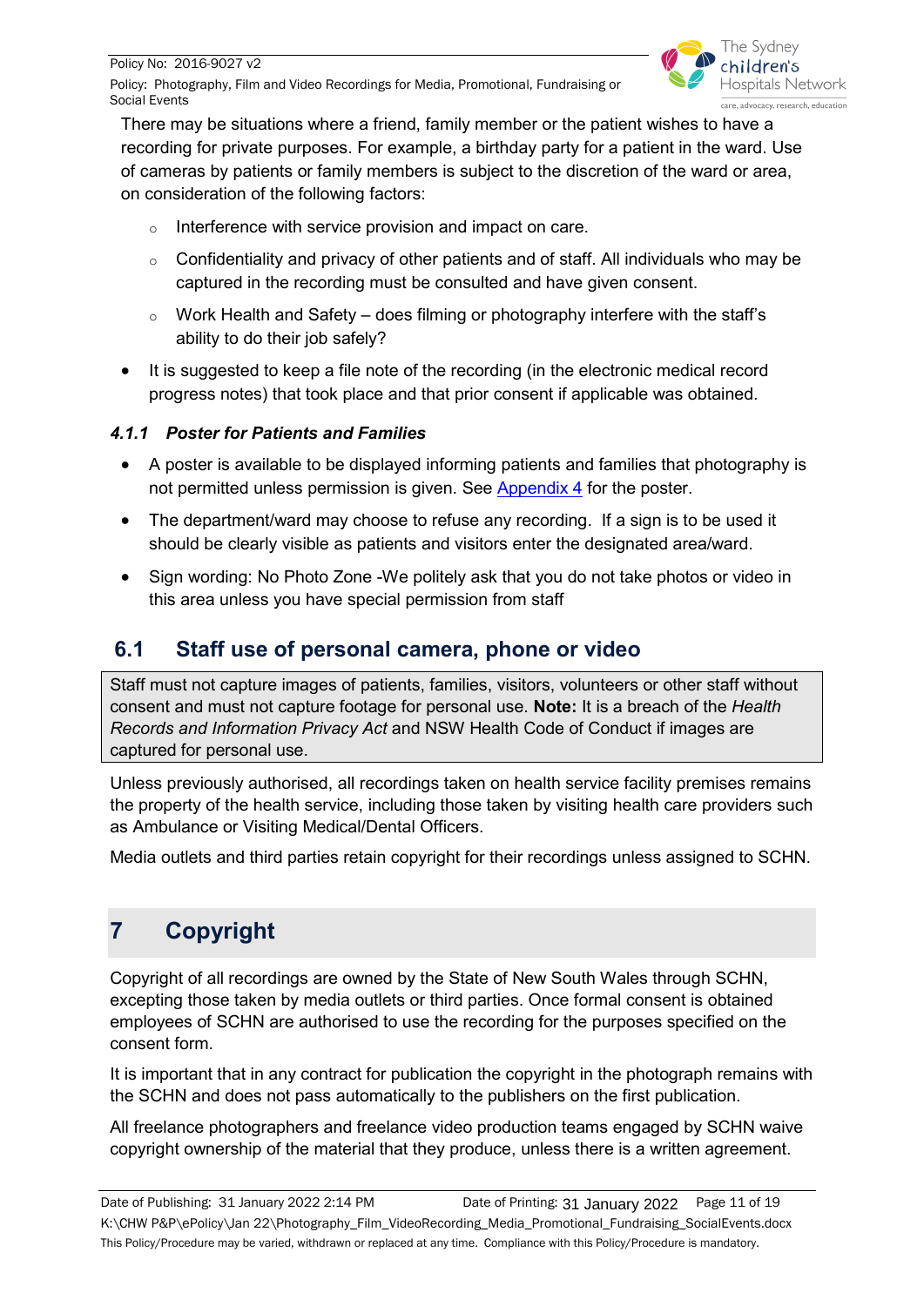There may be situations where a friend, family member or the patient wishes to have a recording for private purposes. For example, a birthday party for a patient in the ward. Use of cameras by patients or family members is subject to the discretion of the ward or area, on consideration of the following factors:

- Interference with service provision and impact on care.
- Confidentiality and privacy of other patients and of staff. All individuals who may be captured in the recording must be consulted and have given consent.
- Work Health and Safety – does filming or photography interfere with the staff's ability to do their job safely?

- It is suggested to keep a file note of the recording (in the electronic medical record progress notes) that took place and that prior consent if applicable was obtained.

#### *4.1.1 Poster for Patients and Families*

- A poster is available to be displayed informing patients and families that photography is not permitted unless permission is given. See Appendix 4 for the poster.
- The department/ward may choose to refuse any recording. If a sign is to be used it should be clearly visible as patients and visitors enter the designated area/ward.
- Sign wording: No Photo Zone -We politely ask that you do not take photos or video in this area unless you have special permission from staff

## 6.1 Staff use of personal camera, phone or video

Staff must not capture images of patients, families, visitors, volunteers or other staff without consent and must not capture footage for personal use. **Note:** It is a breach of the *Health Records and Information Privacy Act* and NSW Health Code of Conduct if images are captured for personal use.

Unless previously authorised, all recordings taken on health service facility premises remains the property of the health service, including those taken by visiting health care providers such as Ambulance or Visiting Medical/Dental Officers.

Media outlets and third parties retain copyright for their recordings unless assigned to SCHN.

# 7 Copyright

Copyright of all recordings are owned by the State of New South Wales through SCHN, excepting those taken by media outlets or third parties. Once formal consent is obtained employees of SCHN are authorised to use the recording for the purposes specified on the consent form.

It is important that in any contract for publication the copyright in the photograph remains with the SCHN and does not pass automatically to the publishers on the first publication.

All freelance photographers and freelance video production teams engaged by SCHN waive copyright ownership of the material that they produce, unless there is a written agreement.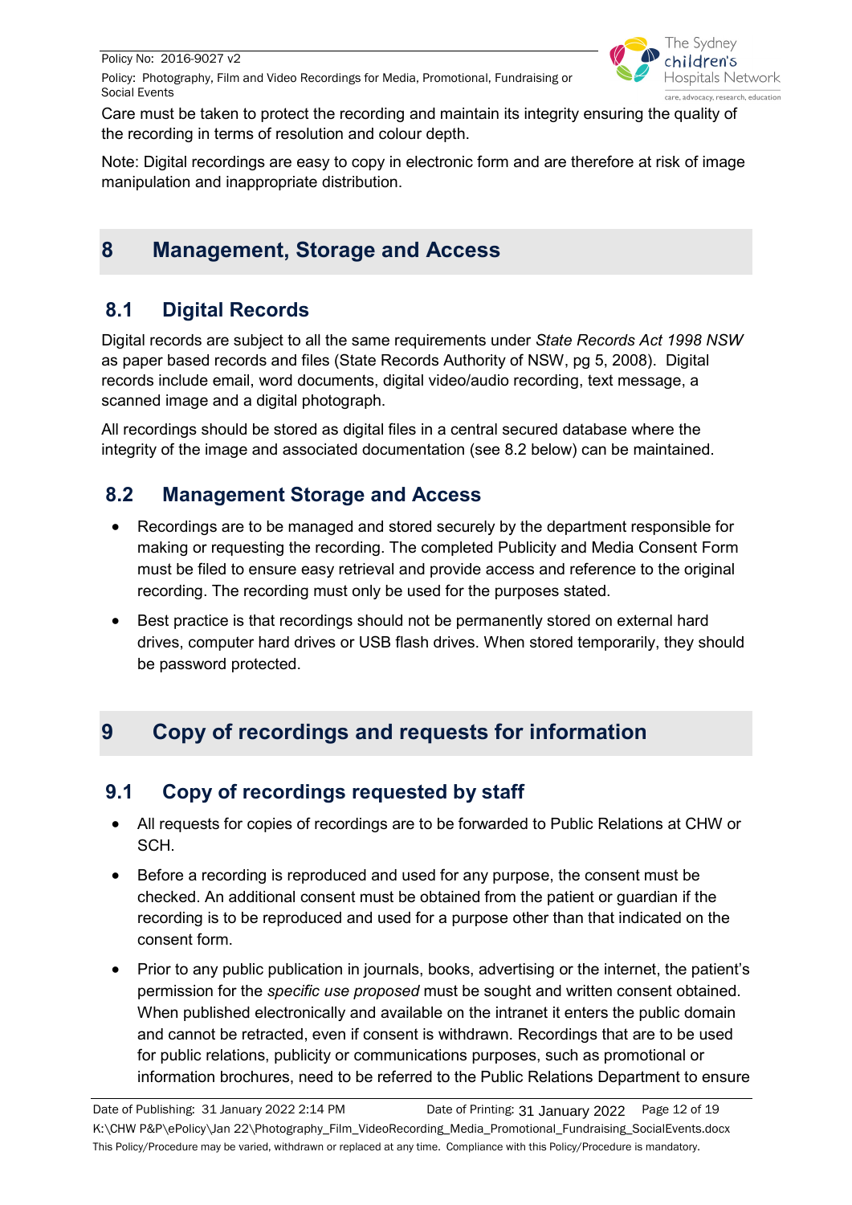Care must be taken to protect the recording and maintain its integrity ensuring the quality of the recording in terms of resolution and colour depth.

Note: Digital recordings are easy to copy in electronic form and are therefore at risk of image manipulation and inappropriate distribution.

# 8 Management, Storage and Access

## 8.1 Digital Records

Digital records are subject to all the same requirements under *State Records Act 1998 NSW* as paper based records and files (State Records Authority of NSW, pg 5, 2008). Digital records include email, word documents, digital video/audio recording, text message, a scanned image and a digital photograph.

All recordings should be stored as digital files in a central secured database where the integrity of the image and associated documentation (see 8.2 below) can be maintained.

## 8.2 Management Storage and Access

- Recordings are to be managed and stored securely by the department responsible for making or requesting the recording. The completed Publicity and Media Consent Form must be filed to ensure easy retrieval and provide access and reference to the original recording. The recording must only be used for the purposes stated.
- Best practice is that recordings should not be permanently stored on external hard drives, computer hard drives or USB flash drives. When stored temporarily, they should be password protected.

# 9 Copy of recordings and requests for information

## 9.1 Copy of recordings requested by staff

- All requests for copies of recordings are to be forwarded to Public Relations at CHW or SCH.
- Before a recording is reproduced and used for any purpose, the consent must be checked. An additional consent must be obtained from the patient or guardian if the recording is to be reproduced and used for a purpose other than that indicated on the consent form.
- Prior to any public publication in journals, books, advertising or the internet, the patient's permission for the *specific use proposed* must be sought and written consent obtained. When published electronically and available on the intranet it enters the public domain and cannot be retracted, even if consent is withdrawn. Recordings that are to be used for public relations, publicity or communications purposes, such as promotional or information brochures, need to be referred to the Public Relations Department to ensure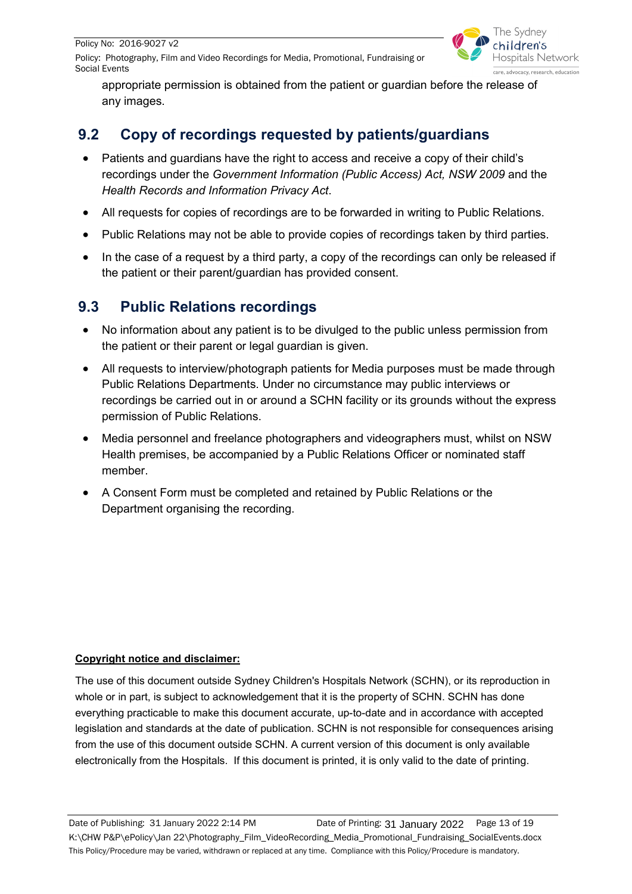appropriate permission is obtained from the patient or guardian before the release of any images.

## 9.2 Copy of recordings requested by patients/guardians

- Patients and guardians have the right to access and receive a copy of their child's recordings under the *Government Information (Public Access) Act, NSW 2009* and the *Health Records and Information Privacy Act*.
- All requests for copies of recordings are to be forwarded in writing to Public Relations.
- Public Relations may not be able to provide copies of recordings taken by third parties.
- In the case of a request by a third party, a copy of the recordings can only be released if the patient or their parent/guardian has provided consent.

## 9.3 Public Relations recordings

- No information about any patient is to be divulged to the public unless permission from the patient or their parent or legal guardian is given.
- All requests to interview/photograph patients for Media purposes must be made through Public Relations Departments. Under no circumstance may public interviews or recordings be carried out in or around a SCHN facility or its grounds without the express permission of Public Relations.
- Media personnel and freelance photographers and videographers must, whilst on NSW Health premises, be accompanied by a Public Relations Officer or nominated staff member.
- A Consent Form must be completed and retained by Public Relations or the Department organising the recording.

**Copyright notice and disclaimer:**

The use of this document outside Sydney Children's Hospitals Network (SCHN), or its reproduction in whole or in part, is subject to acknowledgement that it is the property of SCHN. SCHN has done everything practicable to make this document accurate, up-to-date and in accordance with accepted legislation and standards at the date of publication. SCHN is not responsible for consequences arising from the use of this document outside SCHN. A current version of this document is only available electronically from the Hospitals. If this document is printed, it is only valid to the date of printing.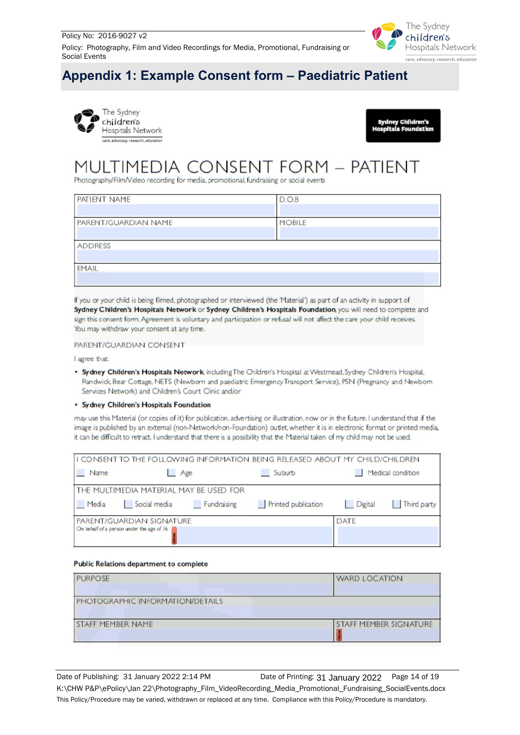## Appendix 1: Example Consent form – Paediatric Patient

The Sydney children's Hospitals Network
care, advocacy, research, education

Sydney Children's Hospitals Foundation

# MULTIMEDIA CONSENT FORM – PATIENT

Photography/Film/Video recording for media, promotional, fundraising or social events

| PATIENT NAME | D.O.B |
|---|---|
| PARENT/GUARDIAN NAME | MOBILE |
| ADDRESS | |
| EMAIL | |

If you or your child is being filmed, photographed or interviewed (the 'Material') as part of an activity in support of **Sydney Children's Hospitals Network** or **Sydney Children's Hospitals Foundation**, you will need to complete and sign this consent form. Agreement is voluntary and participation or refusal will not affect the care your child receives. You may withdraw your consent at any time.

PARENT/GUARDIAN CONSENT

I agree that:

- **Sydney Children's Hospitals Network**, including The Children's Hospital at Westmead, Sydney Children's Hospital, Randwick, Bear Cottage, NETS (Newborn and paediatric Emergency Transport Service), PSN (Pregnancy and Newborn Services Network) and Children's Court Clinic and/or
- **Sydney Children's Hospitals Foundation**

may use this Material (or copies of it) for publication, advertising or illustration, now or in the future. I understand that if the image is published by an external (non-Network/non-Foundation) outlet, whether it is in electronic format or printed media, it can be difficult to retract. I understand that there is a possibility that the Material taken of my child may not be used.

| I CONSENT TO THE FOLLOWING INFORMATION BEING RELEASED ABOUT MY CHILD/CHILDREN | | | | | |
|---|---|---|---|---|---|
| ☐ Name | ☐ Age | ☐ Suburb | ☐ Medical condition | | |
| **THE MULTIMEDIA MATERIAL MAY BE USED FOR** | | | | | |
| ☐ Media | ☐ Social media | ☐ Fundraising | ☐ Printed publication | ☐ Digital | ☐ Third party |
| PARENT/GUARDIAN SIGNATURE<br>On behalf of a person under the age of 16 | | | | DATE | |

**Public Relations department to complete**

| PURPOSE | WARD LOCATION |
|---|---|
| PHOTOGRAPHIC INFORMATION/DETAILS | |
| STAFF MEMBER NAME | STAFF MEMBER SIGNATURE |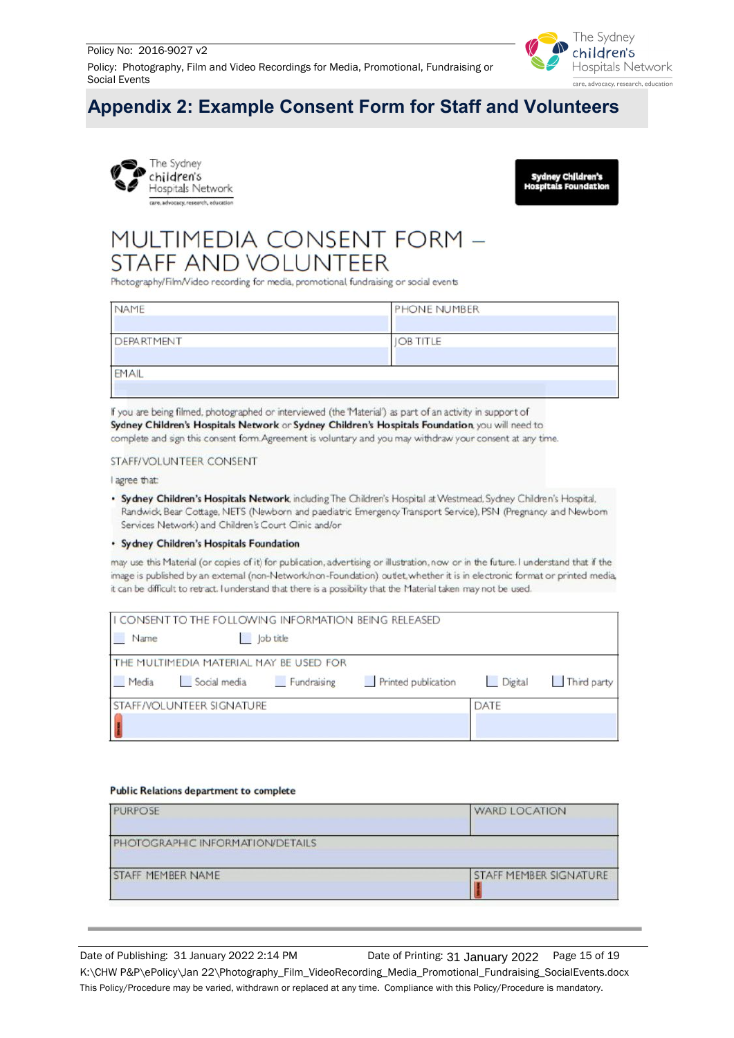# Appendix 2: Example Consent Form for Staff and Volunteers

The Sydney children's Hospitals Network
care, advocacy, research, education

Sydney Children's Hospitals Foundation

## MULTIMEDIA CONSENT FORM – STAFF AND VOLUNTEER

Photography/Film/Video recording for media, promotional, fundraising or social events

| NAME | PHONE NUMBER |
| --- | --- |
| DEPARTMENT | JOB TITLE |
| EMAIL | |

If you are being filmed, photographed or interviewed (the 'Material') as part of an activity in support of **Sydney Children's Hospitals Network** or **Sydney Children's Hospitals Foundation**, you will need to complete and sign this consent form. Agreement is voluntary and you may withdraw your consent at any time.

STAFF/VOLUNTEER CONSENT

I agree that:

- **Sydney Children's Hospitals Network**, including The Children's Hospital at Westmead, Sydney Children's Hospital, Randwick, Bear Cottage, NETS (Newborn and paediatric Emergency Transport Service), PSN (Pregnancy and Newborn Services Network) and Children's Court Clinic and/or
- **Sydney Children's Hospitals Foundation**

may use this Material (or copies of it) for publication, advertising or illustration, now or in the future. I understand that if the image is published by an external (non-Network/non-Foundation) outlet, whether it is in electronic format or printed media, it can be difficult to retract. I understand that there is a possibility that the Material taken may not be used.

| I CONSENT TO THE FOLLOWING INFORMATION BEING RELEASED | |
| --- | --- |
| ☐ Name ☐ Job title | |
| THE MULTIMEDIA MATERIAL MAY BE USED FOR | |
| ☐ Media ☐ Social media ☐ Fundraising ☐ Printed publication ☐ Digital ☐ Third party | |
| STAFF/VOLUNTEER SIGNATURE | DATE |

**Public Relations department to complete**

| PURPOSE | WARD LOCATION |
| --- | --- |
| PHOTOGRAPHIC INFORMATION/DETAILS | |
| STAFF MEMBER NAME | STAFF MEMBER SIGNATURE |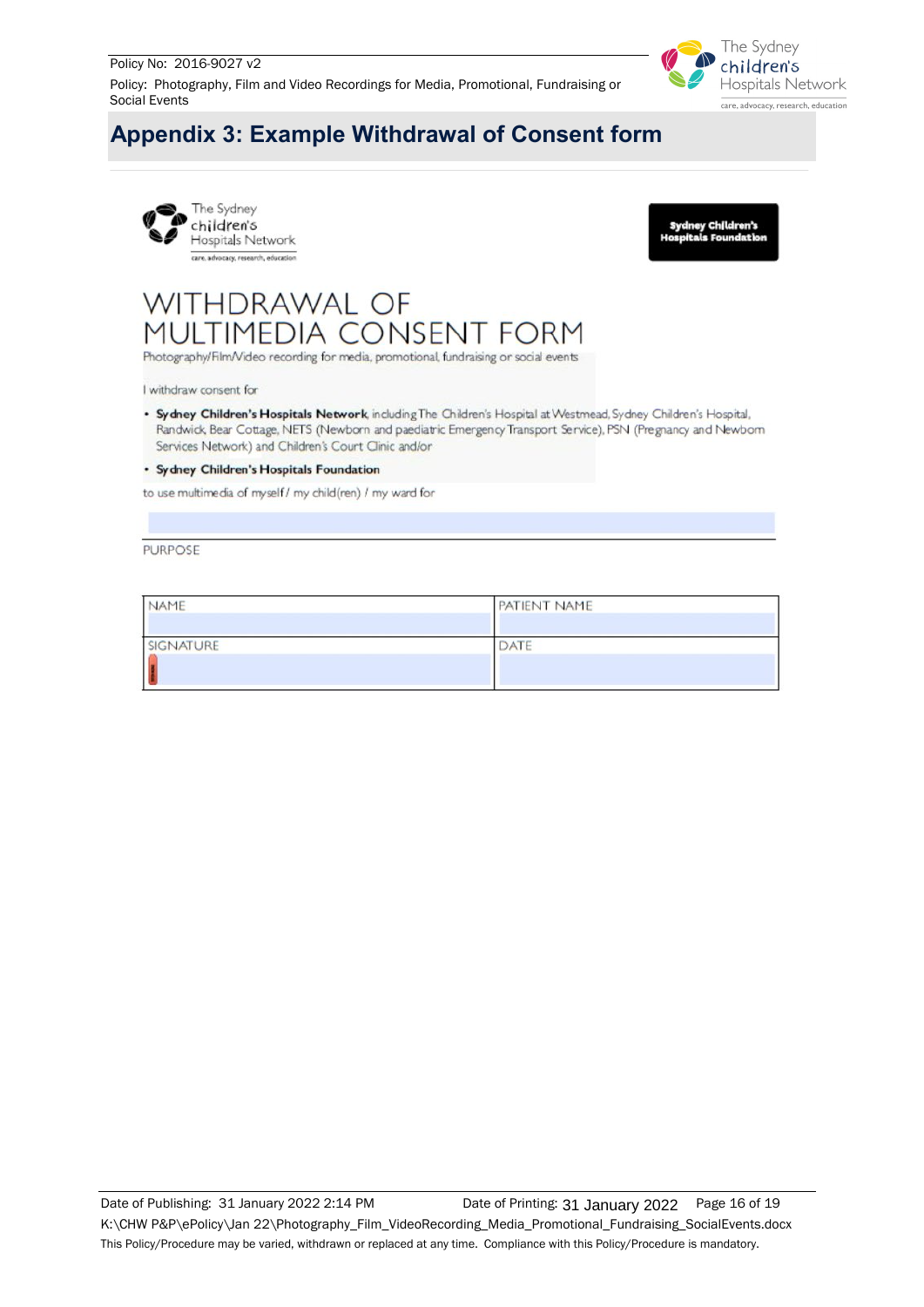## Appendix 3: Example Withdrawal of Consent form

The Sydney children's Hospitals Network
care, advocacy, research, education

Sydney Children's Hospitals Foundation

# WITHDRAWAL OF MULTIMEDIA CONSENT FORM

Photography/Film/Video recording for media, promotional, fundraising or social events

I withdraw consent for

- **Sydney Children's Hospitals Network** including The Children's Hospital at Westmead, Sydney Children's Hospital, Randwick, Bear Cottage, NETS (Newborn and paediatric Emergency Transport Service), PSN (Pregnancy and Newborn Services Network) and Children's Court Clinic and/or
- **Sydney Children's Hospitals Foundation**

to use multimedia of myself / my child(ren) / my ward for

PURPOSE

| NAME | PATIENT NAME |
|---|---|
| SIGNATURE | DATE |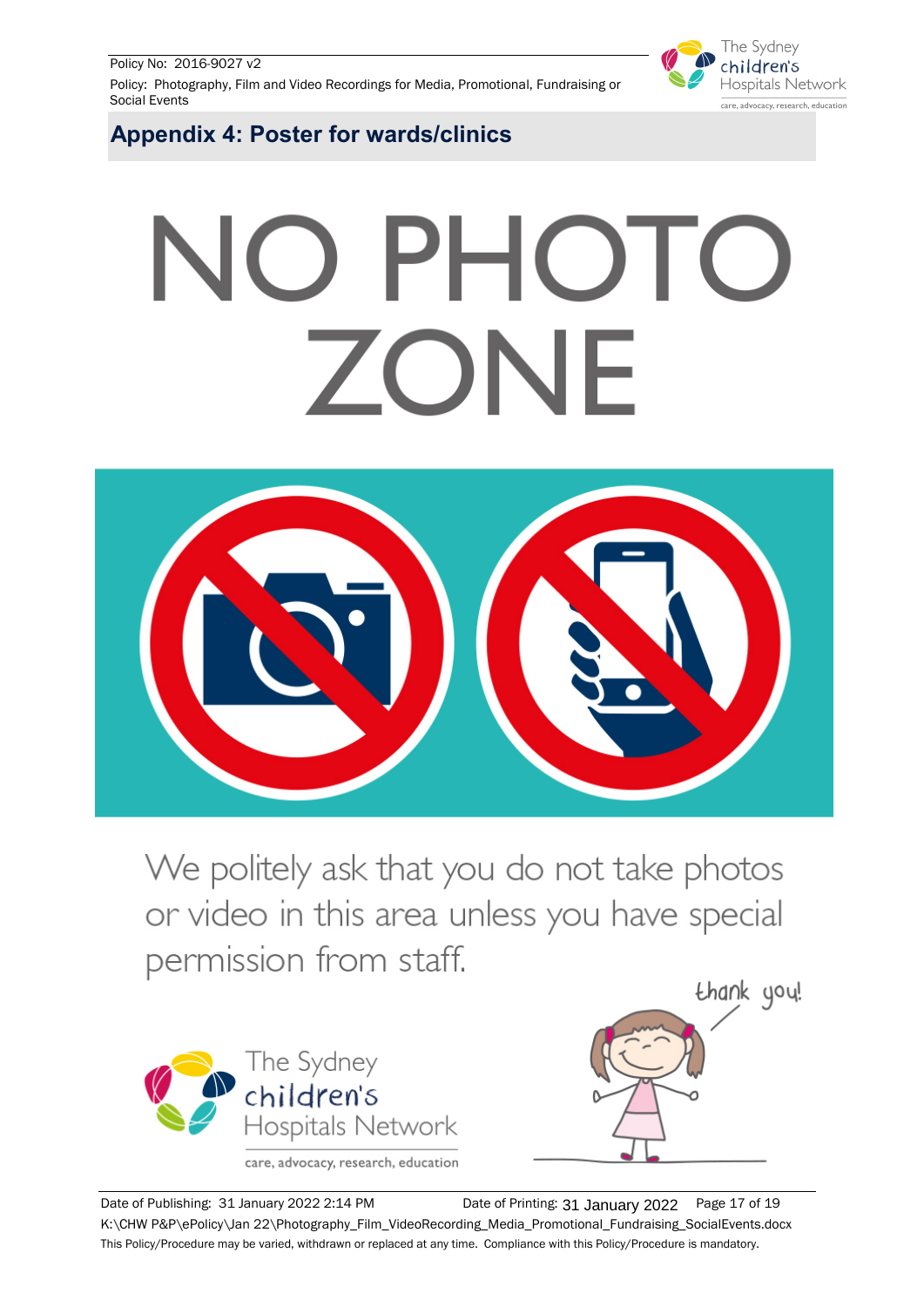## Appendix 4: Poster for wards/clinics

# NO PHOTO ZONE

We politely ask that you do not take photos or video in this area unless you have special permission from staff.

thank you!

The Sydney children's Hospitals Network

care, advocacy, research, education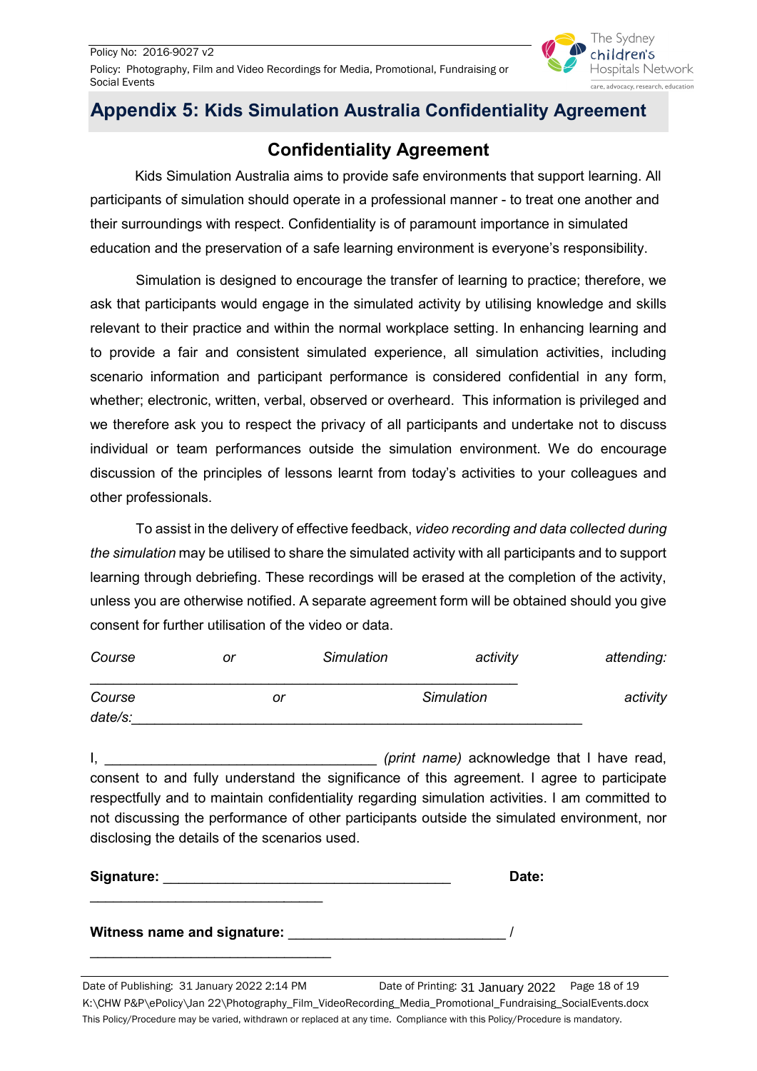## Appendix 5: Kids Simulation Australia Confidentiality Agreement

### Confidentiality Agreement

Kids Simulation Australia aims to provide safe environments that support learning. All participants of simulation should operate in a professional manner - to treat one another and their surroundings with respect. Confidentiality is of paramount importance in simulated education and the preservation of a safe learning environment is everyone's responsibility.

Simulation is designed to encourage the transfer of learning to practice; therefore, we ask that participants would engage in the simulated activity by utilising knowledge and skills relevant to their practice and within the normal workplace setting. In enhancing learning and to provide a fair and consistent simulated experience, all simulation activities, including scenario information and participant performance is considered confidential in any form, whether; electronic, written, verbal, observed or overheard. This information is privileged and we therefore ask you to respect the privacy of all participants and undertake not to discuss individual or team performances outside the simulation environment. We do encourage discussion of the principles of lessons learnt from today's activities to your colleagues and other professionals.

To assist in the delivery of effective feedback, *video recording and data collected during the simulation* may be utilised to share the simulated activity with all participants and to support learning through debriefing. These recordings will be erased at the completion of the activity, unless you are otherwise notified. A separate agreement form will be obtained should you give consent for further utilisation of the video or data.

*Course or Simulation activity attending:* ______________________________________________________

*Course or Simulation activity date/s:* ______________________________________________________

I, __________________________________ *(print name)* acknowledge that I have read, consent to and fully understand the significance of this agreement. I agree to participate respectfully and to maintain confidentiality regarding simulation activities. I am committed to not discussing the performance of other participants outside the simulated environment, nor disclosing the details of the scenarios used.

**Signature:** _____________________________________ **Date:** ______________________________

**Witness name and signature:** ___________________________ / _______________________________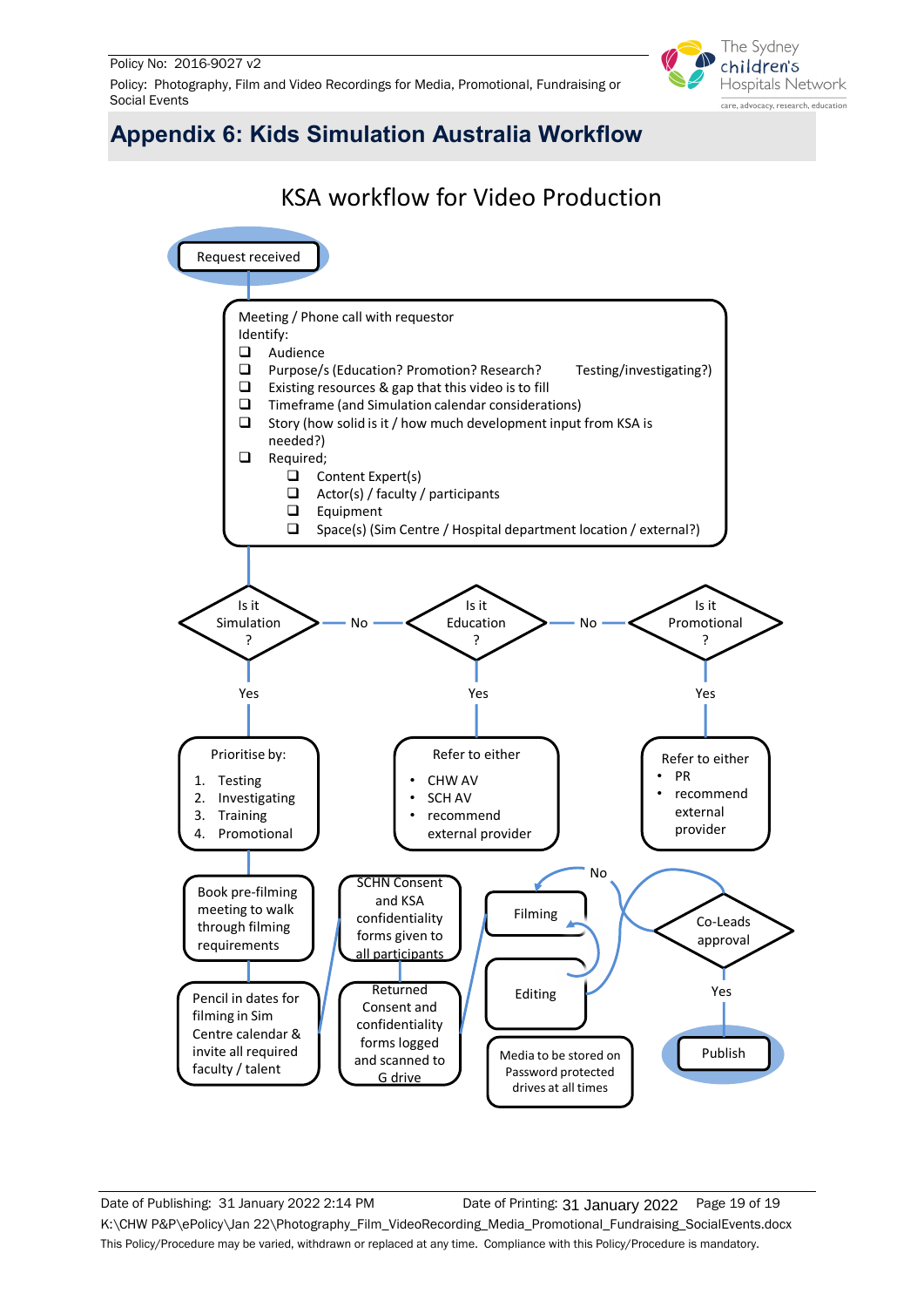# Appendix 6: Kids Simulation Australia Workflow

## KSA workflow for Video Production

Request received

Meeting / Phone call with requestor
Identify:

- ❑ Audience
- ❑ Purpose/s (Education? Promotion? Research? Testing/investigating?)
- ❑ Existing resources & gap that this video is to fill
- ❑ Timeframe (and Simulation calendar considerations)
- ❑ Story (how solid is it / how much development input from KSA is needed?)
- ❑ Required;
  - ❑ Content Expert(s)
  - ❑ Actor(s) / faculty / participants
  - ❑ Equipment
  - ❑ Space(s) (Sim Centre / Hospital department location / external?)

Is it Simulation ?

No

Is it Education ?

No

Is it Promotional ?

Yes

Yes

Yes

Prioritise by:

1. Testing
2. Investigating
3. Training
4. Promotional

Refer to either

- CHW AV
- SCH AV
- recommend external provider

Refer to either

- PR
- recommend external provider

Book pre-filming meeting to walk through filming requirements

Pencil in dates for filming in Sim Centre calendar & invite all required faculty / talent

SCHN Consent and KSA confidentiality forms given to all participants

Returned Consent and confidentiality forms logged and scanned to G drive

Filming

Editing

No

Co-Leads approval

Yes

Publish

Media to be stored on Password protected drives at all times